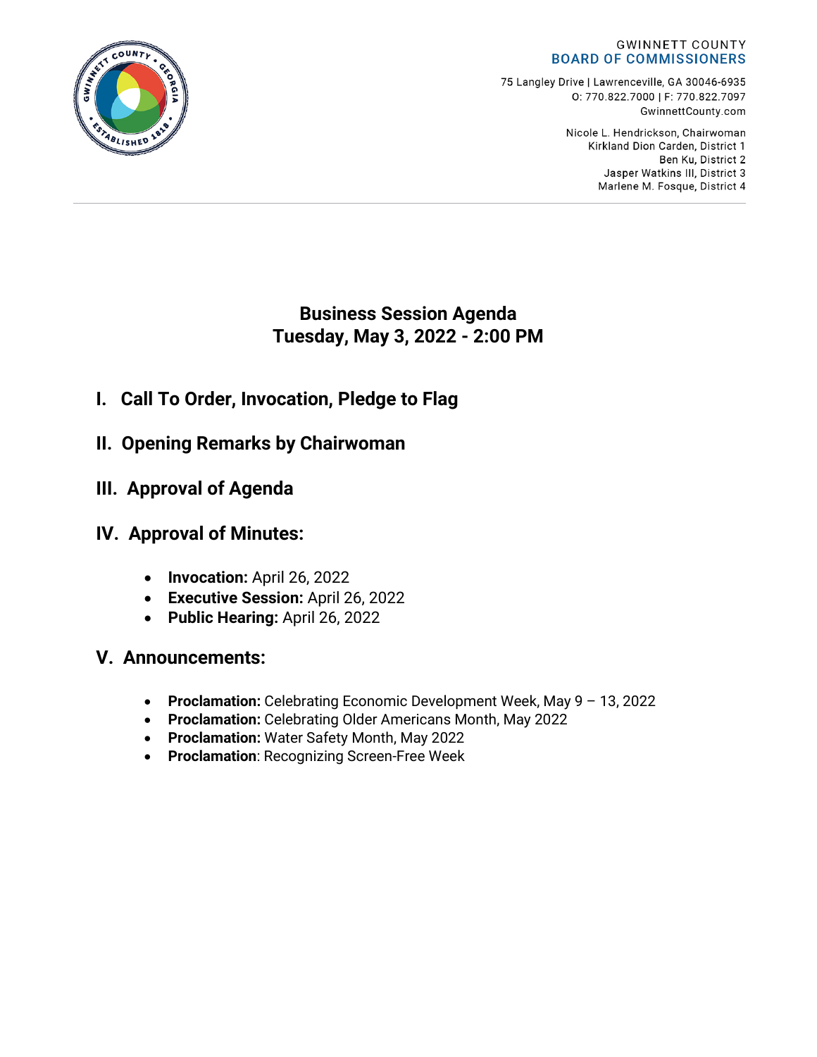GWINNETT COUNTY
**BOARD OF COMMISSIONERS**

75 Langley Drive | Lawrenceville, GA 30046-6935
O: 770.822.7000 | F: 770.822.7097
GwinnettCounty.com

Nicole L. Hendrickson, Chairwoman
Kirkland Dion Carden, District 1
Ben Ku, District 2
Jasper Watkins III, District 3
Marlene M. Fosque, District 4

# Business Session Agenda
# Tuesday, May 3, 2022 - 2:00 PM

## I. Call To Order, Invocation, Pledge to Flag

## II. Opening Remarks by Chairwoman

## III. Approval of Agenda

## IV. Approval of Minutes:

- **Invocation:** April 26, 2022
- **Executive Session:** April 26, 2022
- **Public Hearing:** April 26, 2022

## V. Announcements:

- **Proclamation:** Celebrating Economic Development Week, May 9 – 13, 2022
- **Proclamation:** Celebrating Older Americans Month, May 2022
- **Proclamation:** Water Safety Month, May 2022
- **Proclamation**: Recognizing Screen-Free Week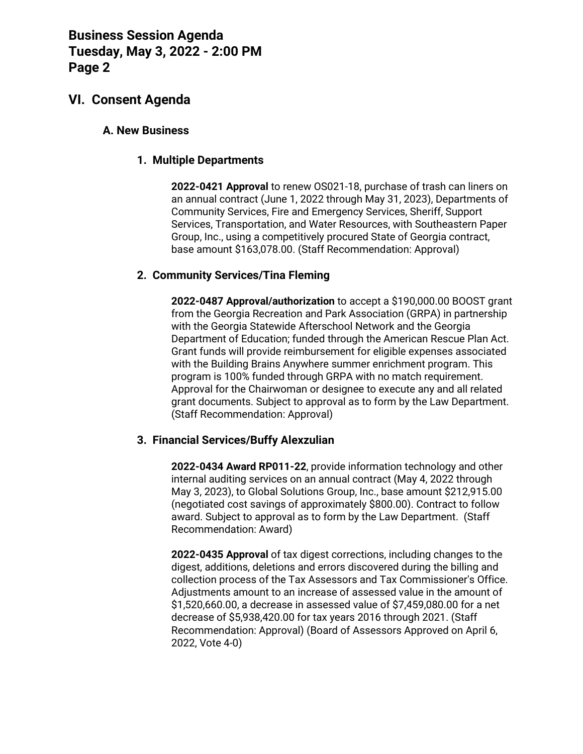## VI. Consent Agenda

### A. New Business

#### 1. Multiple Departments

**2022-0421 Approval** to renew OS021-18, purchase of trash can liners on an annual contract (June 1, 2022 through May 31, 2023), Departments of Community Services, Fire and Emergency Services, Sheriff, Support Services, Transportation, and Water Resources, with Southeastern Paper Group, Inc., using a competitively procured State of Georgia contract, base amount $163,078.00. (Staff Recommendation: Approval)

#### 2. Community Services/Tina Fleming

**2022-0487 Approval/authorization** to accept a $190,000.00 BOOST grant from the Georgia Recreation and Park Association (GRPA) in partnership with the Georgia Statewide Afterschool Network and the Georgia Department of Education; funded through the American Rescue Plan Act. Grant funds will provide reimbursement for eligible expenses associated with the Building Brains Anywhere summer enrichment program. This program is 100% funded through GRPA with no match requirement. Approval for the Chairwoman or designee to execute any and all related grant documents. Subject to approval as to form by the Law Department. (Staff Recommendation: Approval)

#### 3. Financial Services/Buffy Alexzulian

**2022-0434 Award RP011-22**, provide information technology and other internal auditing services on an annual contract (May 4, 2022 through May 3, 2023), to Global Solutions Group, Inc., base amount $212,915.00 (negotiated cost savings of approximately $800.00). Contract to follow award. Subject to approval as to form by the Law Department. (Staff Recommendation: Award)

**2022-0435 Approval** of tax digest corrections, including changes to the digest, additions, deletions and errors discovered during the billing and collection process of the Tax Assessors and Tax Commissioner's Office. Adjustments amount to an increase of assessed value in the amount of $1,520,660.00, a decrease in assessed value of $7,459,080.00 for a net decrease of $5,938,420.00 for tax years 2016 through 2021. (Staff Recommendation: Approval) (Board of Assessors Approved on April 6, 2022, Vote 4-0)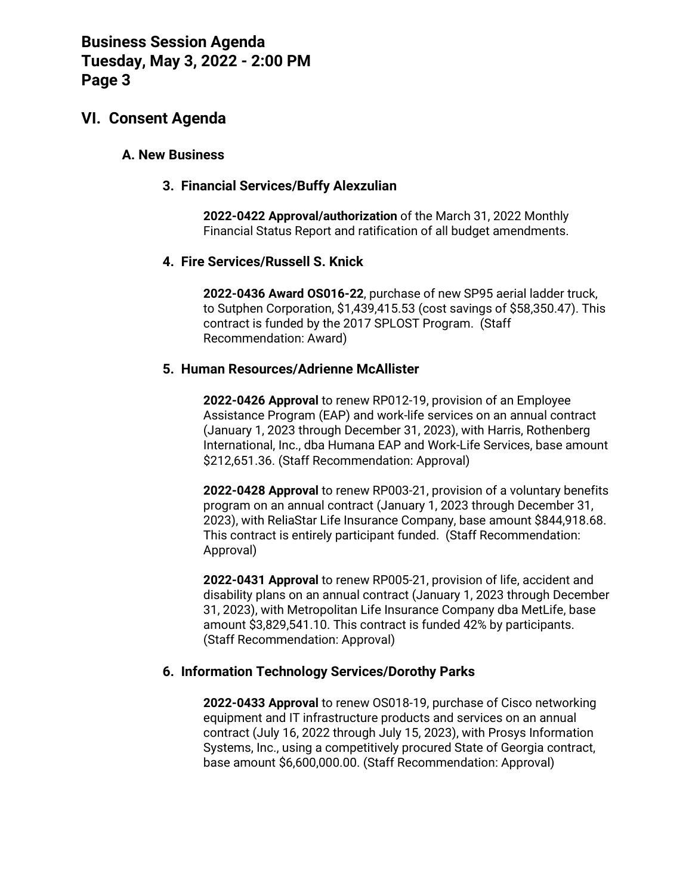## VI. Consent Agenda

### A. New Business

#### 3. Financial Services/Buffy Alexzulian

**2022-0422 Approval/authorization** of the March 31, 2022 Monthly Financial Status Report and ratification of all budget amendments.

#### 4. Fire Services/Russell S. Knick

**2022-0436 Award OS016-22**, purchase of new SP95 aerial ladder truck, to Sutphen Corporation, $1,439,415.53 (cost savings of $58,350.47). This contract is funded by the 2017 SPLOST Program. (Staff Recommendation: Award)

#### 5. Human Resources/Adrienne McAllister

**2022-0426 Approval** to renew RP012-19, provision of an Employee Assistance Program (EAP) and work-life services on an annual contract (January 1, 2023 through December 31, 2023), with Harris, Rothenberg International, Inc., dba Humana EAP and Work-Life Services, base amount $212,651.36. (Staff Recommendation: Approval)

**2022-0428 Approval** to renew RP003-21, provision of a voluntary benefits program on an annual contract (January 1, 2023 through December 31, 2023), with ReliaStar Life Insurance Company, base amount $844,918.68. This contract is entirely participant funded. (Staff Recommendation: Approval)

**2022-0431 Approval** to renew RP005-21, provision of life, accident and disability plans on an annual contract (January 1, 2023 through December 31, 2023), with Metropolitan Life Insurance Company dba MetLife, base amount $3,829,541.10. This contract is funded 42% by participants. (Staff Recommendation: Approval)

#### 6. Information Technology Services/Dorothy Parks

**2022-0433 Approval** to renew OS018-19, purchase of Cisco networking equipment and IT infrastructure products and services on an annual contract (July 16, 2022 through July 15, 2023), with Prosys Information Systems, Inc., using a competitively procured State of Georgia contract, base amount $6,600,000.00. (Staff Recommendation: Approval)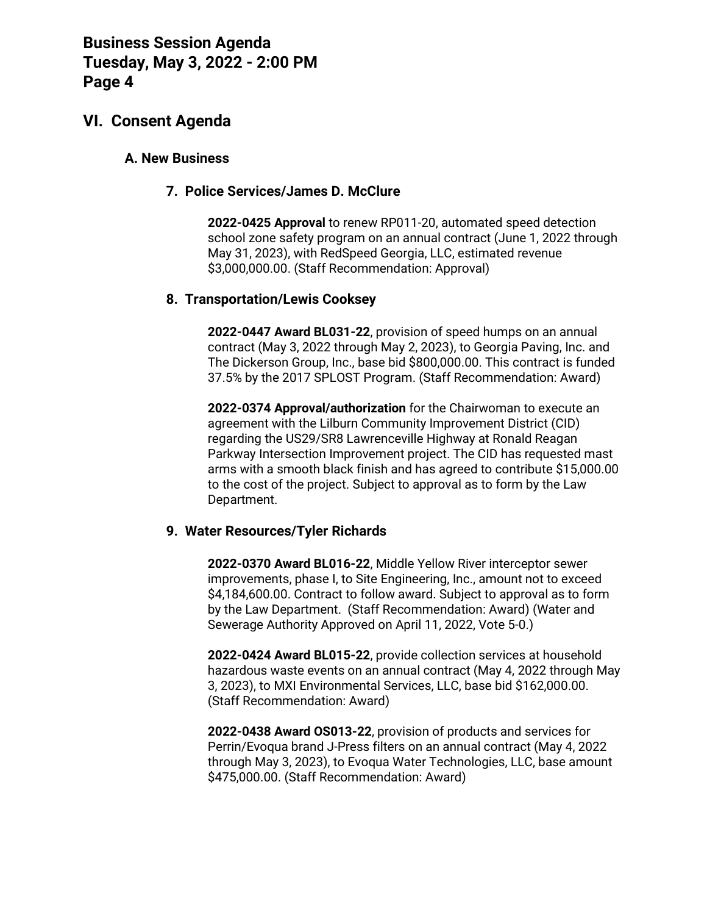## VI. Consent Agenda

### A. New Business

#### 7. Police Services/James D. McClure

**2022-0425 Approval** to renew RP011-20, automated speed detection school zone safety program on an annual contract (June 1, 2022 through May 31, 2023), with RedSpeed Georgia, LLC, estimated revenue $3,000,000.00. (Staff Recommendation: Approval)

#### 8. Transportation/Lewis Cooksey

**2022-0447 Award BL031-22**, provision of speed humps on an annual contract (May 3, 2022 through May 2, 2023), to Georgia Paving, Inc. and The Dickerson Group, Inc., base bid $800,000.00. This contract is funded 37.5% by the 2017 SPLOST Program. (Staff Recommendation: Award)

**2022-0374 Approval/authorization** for the Chairwoman to execute an agreement with the Lilburn Community Improvement District (CID) regarding the US29/SR8 Lawrenceville Highway at Ronald Reagan Parkway Intersection Improvement project. The CID has requested mast arms with a smooth black finish and has agreed to contribute $15,000.00 to the cost of the project. Subject to approval as to form by the Law Department.

#### 9. Water Resources/Tyler Richards

**2022-0370 Award BL016-22**, Middle Yellow River interceptor sewer improvements, phase I, to Site Engineering, Inc., amount not to exceed $4,184,600.00. Contract to follow award. Subject to approval as to form by the Law Department. (Staff Recommendation: Award) (Water and Sewerage Authority Approved on April 11, 2022, Vote 5-0.)

**2022-0424 Award BL015-22**, provide collection services at household hazardous waste events on an annual contract (May 4, 2022 through May 3, 2023), to MXI Environmental Services, LLC, base bid $162,000.00. (Staff Recommendation: Award)

**2022-0438 Award OS013-22**, provision of products and services for Perrin/Evoqua brand J-Press filters on an annual contract (May 4, 2022 through May 3, 2023), to Evoqua Water Technologies, LLC, base amount $475,000.00. (Staff Recommendation: Award)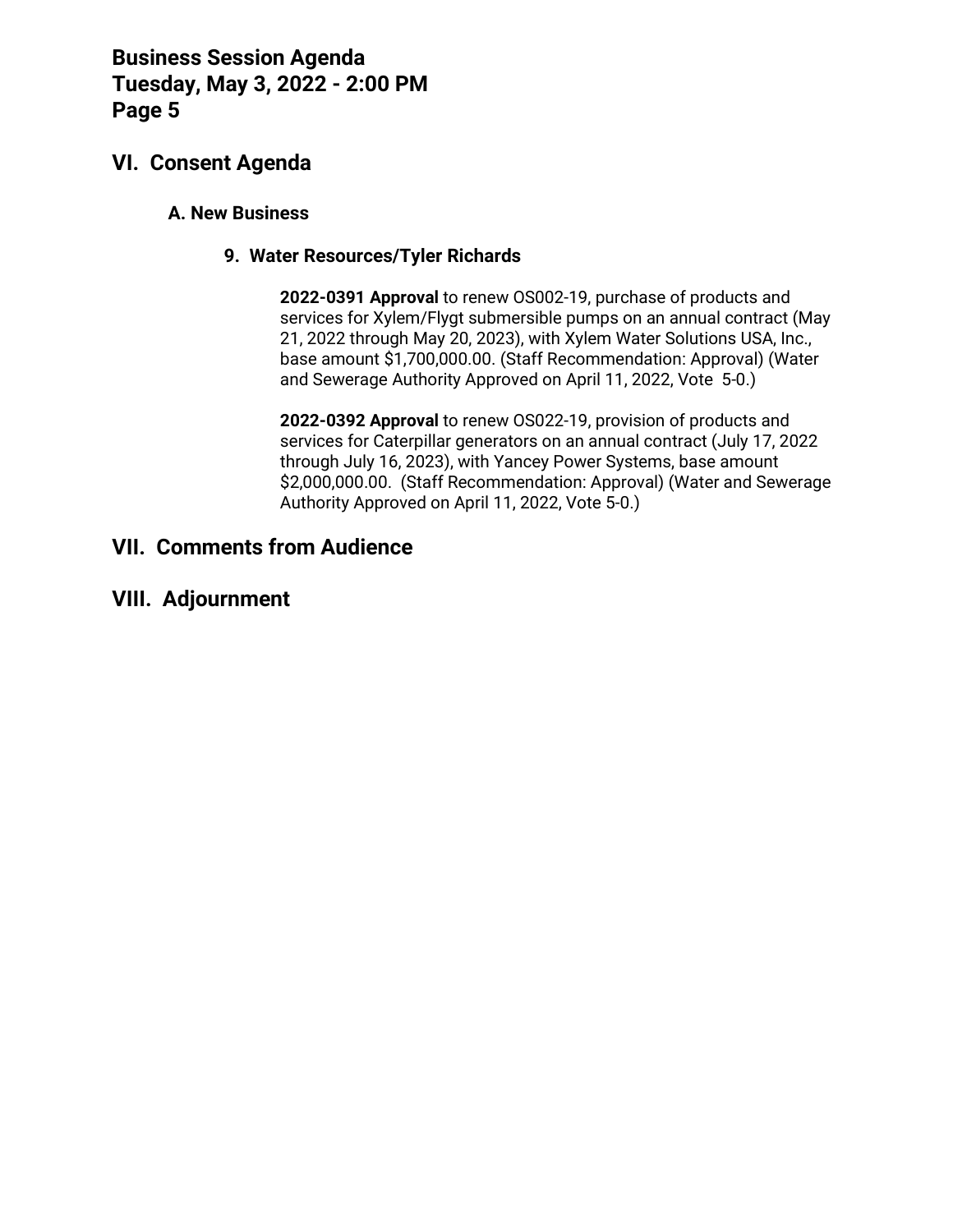## VI. Consent Agenda

### A. New Business

#### 9. Water Resources/Tyler Richards

**2022-0391 Approval** to renew OS002-19, purchase of products and services for Xylem/Flygt submersible pumps on an annual contract (May 21, 2022 through May 20, 2023), with Xylem Water Solutions USA, Inc., base amount $1,700,000.00. (Staff Recommendation: Approval) (Water and Sewerage Authority Approved on April 11, 2022, Vote 5-0.)

**2022-0392 Approval** to renew OS022-19, provision of products and services for Caterpillar generators on an annual contract (July 17, 2022 through July 16, 2023), with Yancey Power Systems, base amount $2,000,000.00. (Staff Recommendation: Approval) (Water and Sewerage Authority Approved on April 11, 2022, Vote 5-0.)

## VII. Comments from Audience

## VIII. Adjournment